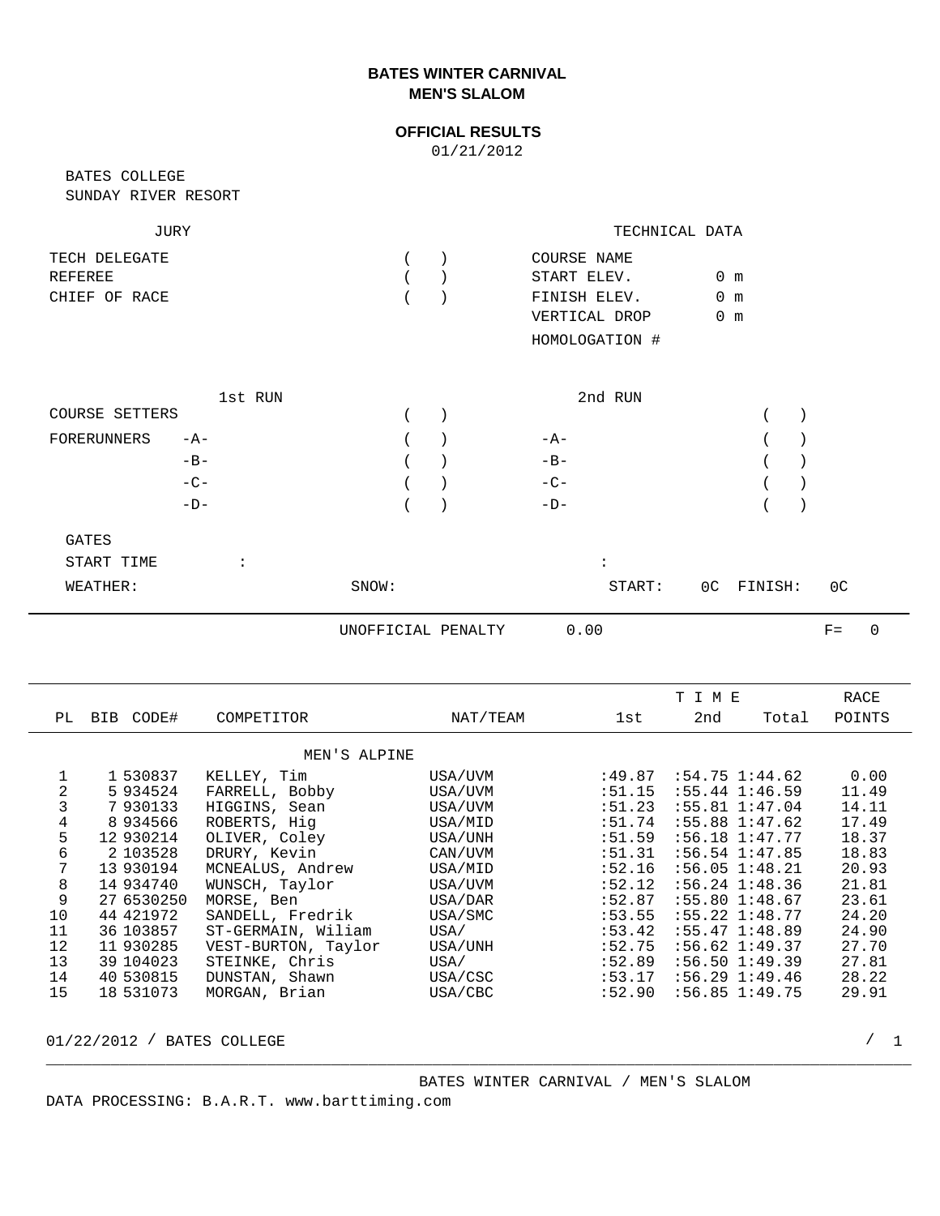# BATES WINTER CARNIVAL
## MEN'S SLALOM

### OFFICIAL RESULTS
01/21/2012

BATES COLLEGE
SUNDAY RIVER RESORT

| JURY | | TECHNICAL DATA | |
|---|---|---|---|
| TECH DELEGATE | ( ) | COURSE NAME | |
| REFEREE | ( ) | START ELEV. | 0 m |
| CHIEF OF RACE | ( ) | FINISH ELEV. | 0 m |
| | | VERTICAL DROP | 0 m |
| | | HOMOLOGATION # | |

| | | 1st RUN | | 2nd RUN |
|---|---|---|---|---|
| COURSE SETTERS | | ( ) | | ( ) |
| FORERUNNERS | -A- | ( ) | -A- | ( ) |
| | -B- | ( ) | -B- | ( ) |
| | -C- | ( ) | -C- | ( ) |
| | -D- | ( ) | -D- | ( ) |

GATES

START TIME : :

WEATHER: SNOW: START: 0C FINISH: 0C

UNOFFICIAL PENALTY 0.00 F= 0

| PL | BIB | CODE# | COMPETITOR | NAT/TEAM | 1st | 2nd | Total | RACE POINTS |
|---|---|---|---|---|---|---|---|---|
| | | | MEN'S ALPINE | | | | | |
| 1 | 1 | 530837 | KELLEY, Tim | USA/UVM | :49.87 | :54.75 | 1:44.62 | 0.00 |
| 2 | 5 | 934524 | FARRELL, Bobby | USA/UVM | :51.15 | :55.44 | 1:46.59 | 11.49 |
| 3 | 7 | 930133 | HIGGINS, Sean | USA/UVM | :51.23 | :55.81 | 1:47.04 | 14.11 |
| 4 | 8 | 934566 | ROBERTS, Hig | USA/MID | :51.74 | :55.88 | 1:47.62 | 17.49 |
| 5 | 12 | 930214 | OLIVER, Coley | USA/UNH | :51.59 | :56.18 | 1:47.77 | 18.37 |
| 6 | 2 | 103528 | DRURY, Kevin | CAN/UVM | :51.31 | :56.54 | 1:47.85 | 18.83 |
| 7 | 13 | 930194 | MCNEALUS, Andrew | USA/MID | :52.16 | :56.05 | 1:48.21 | 20.93 |
| 8 | 14 | 934740 | WUNSCH, Taylor | USA/UVM | :52.12 | :56.24 | 1:48.36 | 21.81 |
| 9 | 27 | 6530250 | MORSE, Ben | USA/DAR | :52.87 | :55.80 | 1:48.67 | 23.61 |
| 10 | 44 | 421972 | SANDELL, Fredrik | USA/SMC | :53.55 | :55.22 | 1:48.77 | 24.20 |
| 11 | 36 | 103857 | ST-GERMAIN, Wiliam | USA/ | :53.42 | :55.47 | 1:48.89 | 24.90 |
| 12 | 11 | 930285 | VEST-BURTON, Taylor | USA/UNH | :52.75 | :56.62 | 1:49.37 | 27.70 |
| 13 | 39 | 104023 | STEINKE, Chris | USA/ | :52.89 | :56.50 | 1:49.39 | 27.81 |
| 14 | 40 | 530815 | DUNSTAN, Shawn | USA/CSC | :53.17 | :56.29 | 1:49.46 | 28.22 |
| 15 | 18 | 531073 | MORGAN, Brian | USA/CBC | :52.90 | :56.85 | 1:49.75 | 29.91 |

DATA PROCESSING: B.A.R.T. www.barttiming.com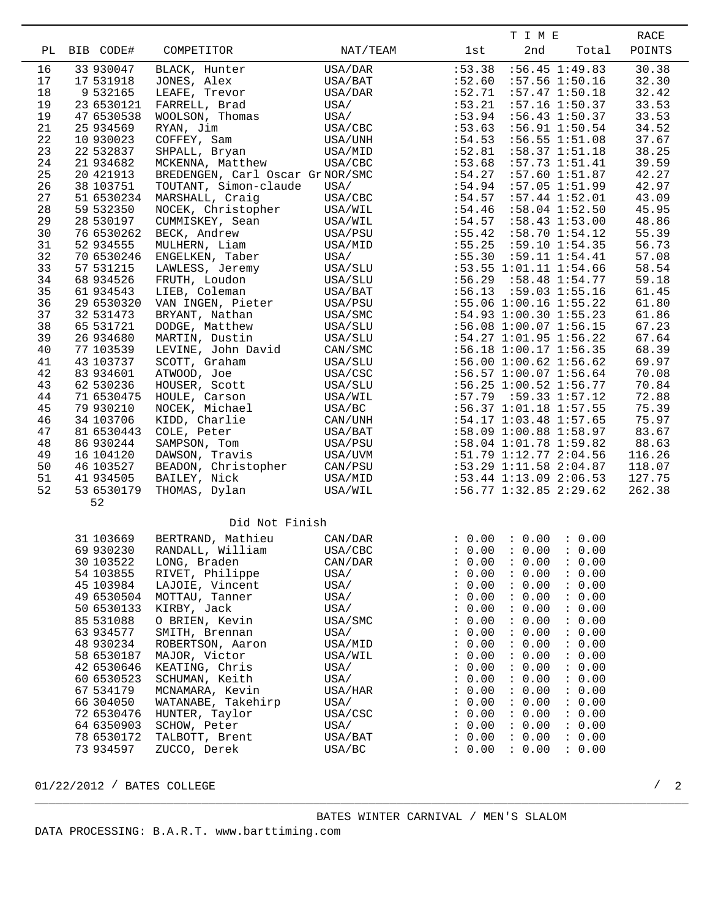| PL | BIB | CODE# | COMPETITOR | NAT/TEAM | TIME 1st | 2nd | Total | RACE POINTS |
|---|---|---|---|---|---|---|---|---|
| 16 | 33 | 930047 | BLACK, Hunter | USA/DAR | :53.38 | :56.45 | 1:49.83 | 30.38 |
| 17 | 17 | 531918 | JONES, Alex | USA/BAT | :52.60 | :57.56 | 1:50.16 | 32.30 |
| 18 | 9 | 532165 | LEAFE, Trevor | USA/DAR | :52.71 | :57.47 | 1:50.18 | 32.42 |
| 19 | 23 | 6530121 | FARRELL, Brad | USA/ | :53.21 | :57.16 | 1:50.37 | 33.53 |
| 19 | 47 | 6530538 | WOOLSON, Thomas | USA/ | :53.94 | :56.43 | 1:50.37 | 33.53 |
| 21 | 25 | 934569 | RYAN, Jim | USA/CBC | :53.63 | :56.91 | 1:50.54 | 34.52 |
| 22 | 10 | 930023 | COFFEY, Sam | USA/UNH | :54.53 | :56.55 | 1:51.08 | 37.67 |
| 23 | 22 | 532837 | SHPALL, Bryan | USA/MID | :52.81 | :58.37 | 1:51.18 | 38.25 |
| 24 | 21 | 934682 | MCKENNA, Matthew | USA/CBC | :53.68 | :57.73 | 1:51.41 | 39.59 |
| 25 | 20 | 421913 | BREDENGEN, Carl Oscar Gr | NOR/SMC | :54.27 | :57.60 | 1:51.87 | 42.27 |
| 26 | 38 | 103751 | TOUTANT, Simon-claude | USA/ | :54.94 | :57.05 | 1:51.99 | 42.97 |
| 27 | 51 | 6530234 | MARSHALL, Craig | USA/CBC | :54.57 | :57.44 | 1:52.01 | 43.09 |
| 28 | 59 | 532350 | NOCEK, Christopher | USA/WIL | :54.46 | :58.04 | 1:52.50 | 45.95 |
| 29 | 28 | 530197 | CUMMISKEY, Sean | USA/WIL | :54.57 | :58.43 | 1:53.00 | 48.86 |
| 30 | 76 | 6530262 | BECK, Andrew | USA/PSU | :55.42 | :58.70 | 1:54.12 | 55.39 |
| 31 | 52 | 934555 | MULHERN, Liam | USA/MID | :55.25 | :59.10 | 1:54.35 | 56.73 |
| 32 | 70 | 6530246 | ENGELKEN, Taber | USA/ | :55.30 | :59.11 | 1:54.41 | 57.08 |
| 33 | 57 | 531215 | LAWLESS, Jeremy | USA/SLU | :53.55 | 1:01.11 | 1:54.66 | 58.54 |
| 34 | 68 | 934526 | FRUTH, Loudon | USA/SLU | :56.29 | :58.48 | 1:54.77 | 59.18 |
| 35 | 61 | 934543 | LIEB, Coleman | USA/BAT | :56.13 | :59.03 | 1:55.16 | 61.45 |
| 36 | 29 | 6530320 | VAN INGEN, Pieter | USA/PSU | :55.06 | 1:00.16 | 1:55.22 | 61.80 |
| 37 | 32 | 531473 | BRYANT, Nathan | USA/SMC | :54.93 | 1:00.30 | 1:55.23 | 61.86 |
| 38 | 65 | 531721 | DODGE, Matthew | USA/SLU | :56.08 | 1:00.07 | 1:56.15 | 67.23 |
| 39 | 26 | 934680 | MARTIN, Dustin | USA/SLU | :54.27 | 1:01.95 | 1:56.22 | 67.64 |
| 40 | 77 | 103539 | LEVINE, John David | CAN/SMC | :56.18 | 1:00.17 | 1:56.35 | 68.39 |
| 41 | 43 | 103737 | SCOTT, Graham | USA/SLU | :56.00 | 1:00.62 | 1:56.62 | 69.97 |
| 42 | 83 | 934601 | ATWOOD, Joe | USA/CSC | :56.57 | 1:00.07 | 1:56.64 | 70.08 |
| 43 | 62 | 530236 | HOUSER, Scott | USA/SLU | :56.25 | 1:00.52 | 1:56.77 | 70.84 |
| 44 | 71 | 6530475 | HOULE, Carson | USA/WIL | :57.79 | :59.33 | 1:57.12 | 72.88 |
| 45 | 79 | 930210 | NOCEK, Michael | USA/BC | :56.37 | 1:01.18 | 1:57.55 | 75.39 |
| 46 | 34 | 103706 | KIDD, Charlie | CAN/UNH | :54.17 | 1:03.48 | 1:57.65 | 75.97 |
| 47 | 81 | 6530443 | COLE, Peter | USA/BAT | :58.09 | 1:00.88 | 1:58.97 | 83.67 |
| 48 | 86 | 930244 | SAMPSON, Tom | USA/PSU | :58.04 | 1:01.78 | 1:59.82 | 88.63 |
| 49 | 16 | 104120 | DAWSON, Travis | USA/UVM | :51.79 | 1:12.77 | 2:04.56 | 116.26 |
| 50 | 46 | 103527 | BEADON, Christopher | CAN/PSU | :53.29 | 1:11.58 | 2:04.87 | 118.07 |
| 51 | 41 | 934505 | BAILEY, Nick | USA/MID | :53.44 | 1:13.09 | 2:06.53 | 127.75 |
| 52 | 53 | 6530179 | THOMAS, Dylan | USA/WIL | :56.77 | 1:32.85 | 2:29.62 | 262.38 |

52

Did Not Finish

| BIB | CODE# | COMPETITOR | NAT/TEAM | 1st | 2nd | Total |
|---|---|---|---|---|---|---|
| 31 | 103669 | BERTRAND, Mathieu | CAN/DAR | : 0.00 | : 0.00 | : 0.00 |
| 69 | 930230 | RANDALL, William | USA/CBC | : 0.00 | : 0.00 | : 0.00 |
| 30 | 103522 | LONG, Braden | CAN/DAR | : 0.00 | : 0.00 | : 0.00 |
| 54 | 103855 | RIVET, Philippe | USA/ | : 0.00 | : 0.00 | : 0.00 |
| 45 | 103984 | LAJOIE, Vincent | USA/ | : 0.00 | : 0.00 | : 0.00 |
| 49 | 6530504 | MOTTAU, Tanner | USA/ | : 0.00 | : 0.00 | : 0.00 |
| 50 | 6530133 | KIRBY, Jack | USA/ | : 0.00 | : 0.00 | : 0.00 |
| 85 | 531088 | O BRIEN, Kevin | USA/SMC | : 0.00 | : 0.00 | : 0.00 |
| 63 | 934577 | SMITH, Brennan | USA/ | : 0.00 | : 0.00 | : 0.00 |
| 48 | 930234 | ROBERTSON, Aaron | USA/MID | : 0.00 | : 0.00 | : 0.00 |
| 58 | 6530187 | MAJOR, Victor | USA/WIL | : 0.00 | : 0.00 | : 0.00 |
| 42 | 6530646 | KEATING, Chris | USA/ | : 0.00 | : 0.00 | : 0.00 |
| 60 | 6530523 | SCHUMAN, Keith | USA/ | : 0.00 | : 0.00 | : 0.00 |
| 67 | 534179 | MCNAMARA, Kevin | USA/HAR | : 0.00 | : 0.00 | : 0.00 |
| 66 | 304050 | WATANABE, Takehirp | USA/ | : 0.00 | : 0.00 | : 0.00 |
| 72 | 6530476 | HUNTER, Taylor | USA/CSC | : 0.00 | : 0.00 | : 0.00 |
| 64 | 6350903 | SCHOW, Peter | USA/ | : 0.00 | : 0.00 | : 0.00 |
| 78 | 6530172 | TALBOTT, Brent | USA/BAT | : 0.00 | : 0.00 | : 0.00 |
| 73 | 934597 | ZUCCO, Derek | USA/BC | : 0.00 | : 0.00 | : 0.00 |

01/22/2012 / BATES COLLEGE

BATES WINTER CARNIVAL / MEN'S SLALOM

DATA PROCESSING: B.A.R.T. www.barttiming.com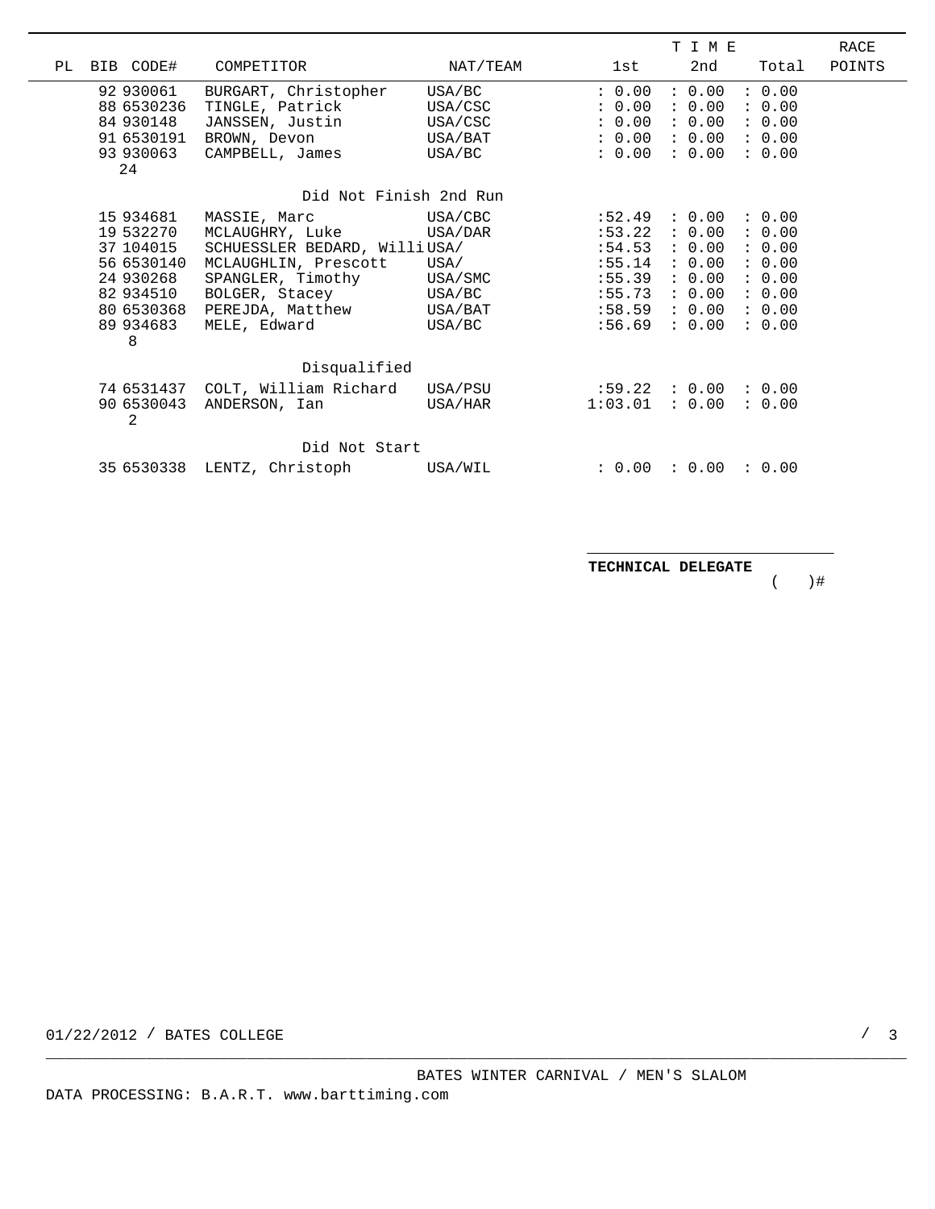| PL | BIB | CODE# | COMPETITOR | NAT/TEAM | TIME 1st | 2nd | Total | RACE POINTS |
|---|---|---|---|---|---|---|---|---|
| | 92 | 930061 | BURGART, Christopher | USA/BC | : 0.00 | : 0.00 | : 0.00 | |
| | 88 | 6530236 | TINGLE, Patrick | USA/CSC | : 0.00 | : 0.00 | : 0.00 | |
| | 84 | 930148 | JANSSEN, Justin | USA/CSC | : 0.00 | : 0.00 | : 0.00 | |
| | 91 | 6530191 | BROWN, Devon | USA/BAT | : 0.00 | : 0.00 | : 0.00 | |
| | 93 | 930063 | CAMPBELL, James | USA/BC | : 0.00 | : 0.00 | : 0.00 | |
| | 24 | | | | | | | |
| | | | Did Not Finish 2nd Run | | | | | |
| | 15 | 934681 | MASSIE, Marc | USA/CBC | :52.49 | : 0.00 | : 0.00 | |
| | 19 | 532270 | MCLAUGHRY, Luke | USA/DAR | :53.22 | : 0.00 | : 0.00 | |
| | 37 | 104015 | SCHUESSLER BEDARD, Willi | USA/ | :54.53 | : 0.00 | : 0.00 | |
| | 56 | 6530140 | MCLAUGHLIN, Prescott | USA/ | :55.14 | : 0.00 | : 0.00 | |
| | 24 | 930268 | SPANGLER, Timothy | USA/SMC | :55.39 | : 0.00 | : 0.00 | |
| | 82 | 934510 | BOLGER, Stacey | USA/BC | :55.73 | : 0.00 | : 0.00 | |
| | 80 | 6530368 | PEREJDA, Matthew | USA/BAT | :58.59 | : 0.00 | : 0.00 | |
| | 89 | 934683 | MELE, Edward | USA/BC | :56.69 | : 0.00 | : 0.00 | |
| | 8 | | | | | | | |
| | | | Disqualified | | | | | |
| | 74 | 6531437 | COLT, William Richard | USA/PSU | :59.22 | : 0.00 | : 0.00 | |
| | 90 | 6530043 | ANDERSON, Ian | USA/HAR | 1:03.01 | : 0.00 | : 0.00 | |
| | 2 | | | | | | | |
| | | | Did Not Start | | | | | |
| | 35 | 6530338 | LENTZ, Christoph | USA/WIL | : 0.00 | : 0.00 | : 0.00 | |

**TECHNICAL DELEGATE**
( )#

01/22/2012 / BATES COLLEGE

BATES WINTER CARNIVAL / MEN'S SLALOM
DATA PROCESSING: B.A.R.T. www.barttiming.com